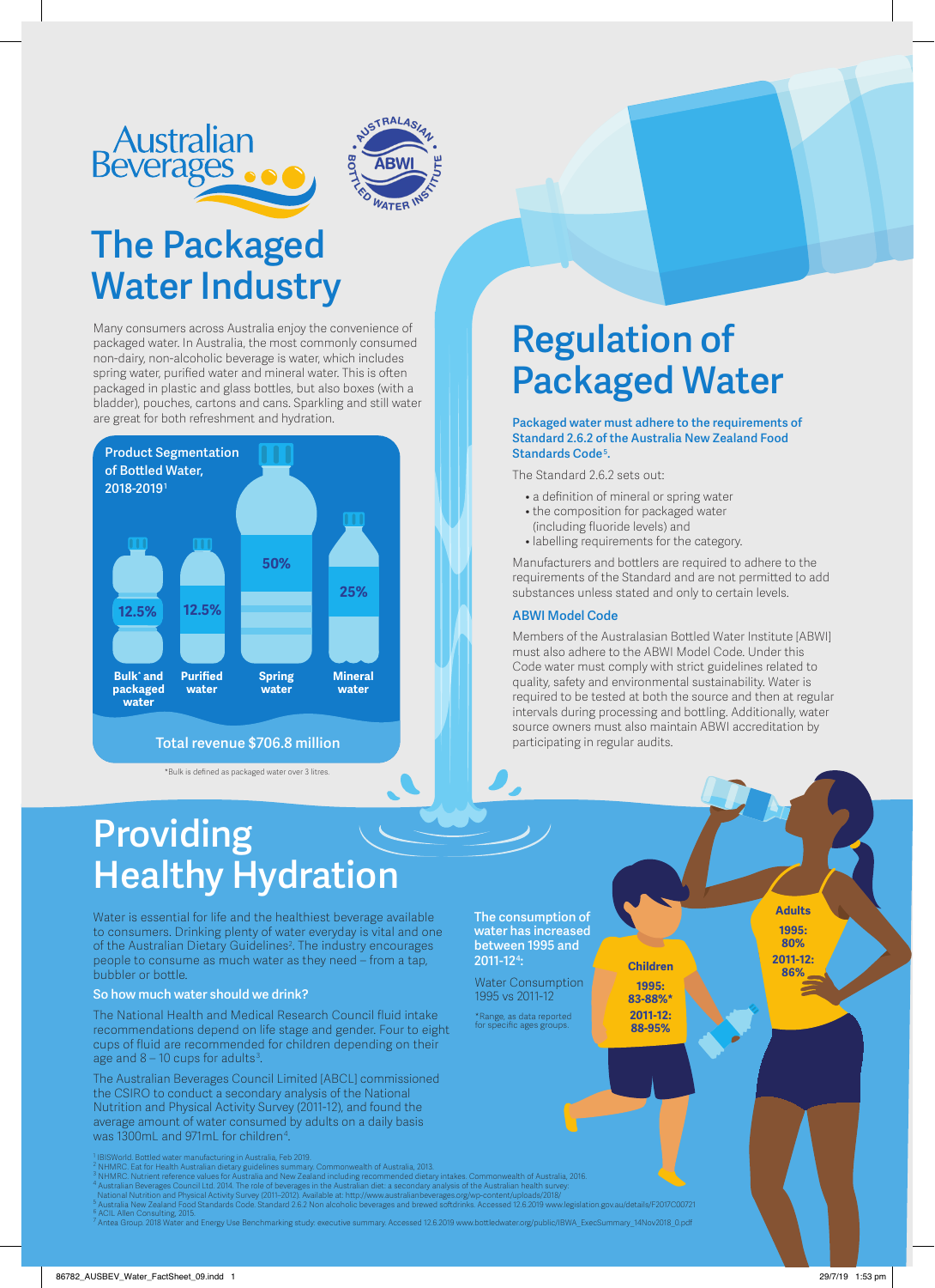Australian Beverages

Australasian Bottled Water Institute (ABWI)

# The Packaged Water Industry

Many consumers across Australia enjoy the convenience of packaged water. In Australia, the most commonly consumed non-dairy, non-alcoholic beverage is water, which includes spring water, purified water and mineral water. This is often packaged in plastic and glass bottles, but also boxes (with a bladder), pouches, cartons and cans. Sparkling and still water are great for both refreshment and hydration.

**Product Segmentation of Bottled Water, 2018-2019**[1]

| Segment | Share |
|---|---|
| Bulk* and packaged water | 12.5% |
| Purified water | 12.5% |
| Spring water | 50% |
| Mineral water | 25% |

Total revenue $706.8 million

*Bulk is defined as packaged water over 3 litres.

# Regulation of Packaged Water

**Packaged water must adhere to the requirements of Standard 2.6.2 of the Australia New Zealand Food Standards Code**[5]**.**

The Standard 2.6.2 sets out:

- a definition of mineral or spring water
- the composition for packaged water (including fluoride levels) and
- labelling requirements for the category.

Manufacturers and bottlers are required to adhere to the requirements of the Standard and are not permitted to add substances unless stated and only to certain levels.

### ABWI Model Code

Members of the Australasian Bottled Water Institute [ABWI] must also adhere to the ABWI Model Code. Under this Code water must comply with strict guidelines related to quality, safety and environmental sustainability. Water is required to be tested at both the source and then at regular intervals during processing and bottling. Additionally, water source owners must also maintain ABWI accreditation by participating in regular audits.

# Providing Healthy Hydration

Water is essential for life and the healthiest beverage available to consumers. Drinking plenty of water everyday is vital and one of the Australian Dietary Guidelines[2]. The industry encourages people to consume as much water as they need – from a tap, bubbler or bottle.

### So how much water should we drink?

The National Health and Medical Research Council fluid intake recommendations depend on life stage and gender. Four to eight cups of fluid are recommended for children depending on their age and 8 – 10 cups for adults[3].

The Australian Beverages Council Limited [ABCL] commissioned the CSIRO to conduct a secondary analysis of the National Nutrition and Physical Activity Survey (2011-12), and found the average amount of water consumed by adults on a daily basis was 1300mL and 971mL for children[4].

**The consumption of water has increased between 1995 and 2011-12**[4]**:**

Water Consumption 1995 vs 2011-12

| | 1995 | 2011-12 |
|---|---|---|
| Children | 83-88%* | 88-95% |
| Adults | 80% | 86% |

*Range, as data reported for specific ages groups.

[1] IBISWorld. Bottled water manufacturing in Australia, Feb 2019.
[2] NHMRC. Eat for Health Australian dietary guidelines summary. Commonwealth of Australia, 2013.
[3] NHMRC. Nutrient reference values for Australia and New Zealand including recommended dietary intakes. Commonwealth of Australia, 2016.
[4] Australian Beverages Council Ltd. 2014. The role of beverages in the Australian diet: a secondary analysis of the Australian health survey: National Nutrition and Physical Activity Survey (2011–2012). Available at: http://www.australianbeverages.org/wp-content/uploads/2018/
[5] Australia New Zealand Food Standards Code. Standard 2.6.2 Non alcoholic beverages and brewed softdrinks. Accessed 12.6.2019 www.legislation.gov.au/details/F2017C00721
[6] ACIL Allen Consulting, 2015.
[7] Antea Group. 2018 Water and Energy Use Benchmarking study: executive summary. Accessed 12.6.2019 www.bottledwater.org/public/IBWA_ExecSummary_14Nov2018_0.pdf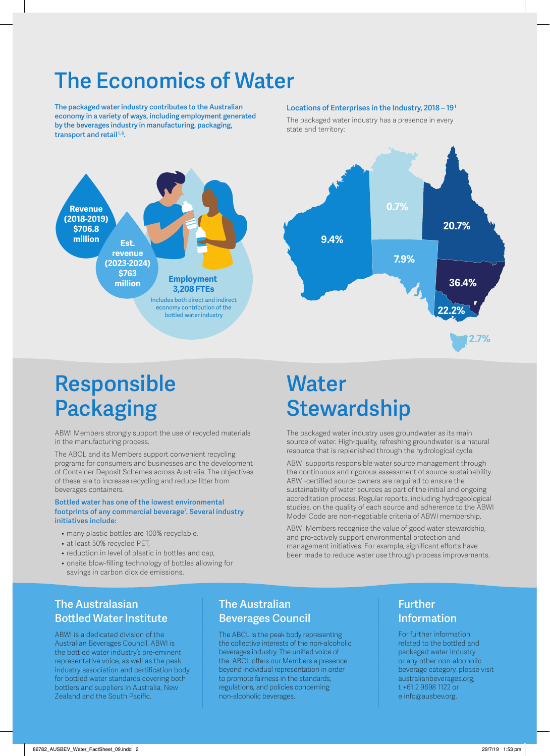# The Economics of Water

**The packaged water industry contributes to the Australian economy in a variety of ways, including employment generated by the beverages industry in manufacturing, packaging, transport and retail[1,6].**

**Revenue (2018-2019) $706.8 million**

**Est. revenue (2023-2024) $763 million**

**Employment 3,208 FTEs**

Includes both direct and indirect economy contribution of the bottled water industry

### Locations of Enterprises in the Industry, 2018 – 19[1]

The packaged water industry has a presence in every state and territory:

9.4%

0.7%

20.7%

7.9%

36.4%

22.2%

2.7%

# Responsible Packaging

ABWI Members strongly support the use of recycled materials in the manufacturing process.

The ABCL and its Members support convenient recycling programs for consumers and businesses and the development of Container Deposit Schemes across Australia. The objectives of these are to increase recycling and reduce litter from beverages containers.

**Bottled water has one of the lowest environmental footprints of any commercial beverage[7]. Several industry initiatives include:**

- many plastic bottles are 100% recyclable,
- at least 50% recycled PET,
- reduction in level of plastic in bottles and cap,
- onsite blow-filling technology of bottles allowing for savings in carbon dioxide emissions.

# Water Stewardship

The packaged water industry uses groundwater as its main source of water. High-quality, refreshing groundwater is a natural resource that is replenished through the hydrological cycle.

ABWI supports responsible water source management through the continuous and rigorous assessment of source sustainability. ABWI-certified source owners are required to ensure the sustainability of water sources as part of the initial and ongoing accreditation process. Regular reports, including hydrogeological studies, on the quality of each source and adherence to the ABWI Model Code are non-negotiable criteria of ABWI membership.

ABWI Members recognise the value of good water stewardship, and pro-actively support environmental protection and management initiatives. For example, significant efforts have been made to reduce water use through process improvements.

## The Australasian Bottled Water Institute

ABWI is a dedicated division of the Australian Beverages Council. ABWI is the bottled water industry's pre-eminent representative voice, as well as the peak industry association and certification body for bottled water standards covering both bottlers and suppliers in Australia, New Zealand and the South Pacific.

## The Australian Beverages Council

The ABCL is the peak body representing the collective interests of the non-alcoholic beverages industry. The unified voice of the ABCL offers our Members a presence beyond individual representation in order to promote fairness in the standards, regulations, and policies concerning non-alcoholic beverages.

## Further Information

For further information related to the bottled and packaged water industry or any other non-alcoholic beverage category, please visit australianbeverages.org, t +61 2 9698 1122 or e info@ausbev.org.